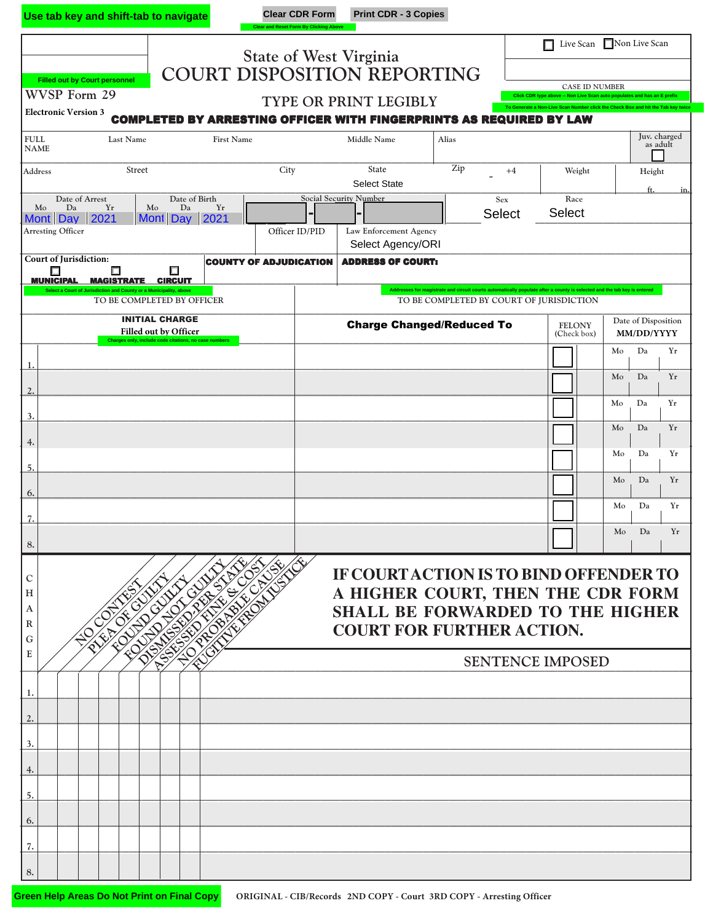Use tab key and shift-tab to navigate

Clear CDR Form

Clear and Reset Form By Clicking Above

Print CDR - 3 Copies

☐ Live Scan ☐ Non Live Scan

Filled out by Court personnel

# State of West Virginia
# COURT DISPOSITION REPORTING

WVSP Form 29

Electronic Version 3

TYPE OR PRINT LEGIBLY

CASE ID NUMBER

Click CDR type above -- Non Live Scan auto populates and has an E prefix

To Generate a Non-Live Scan Number click the Check Box and hit the Tab key twice

**COMPLETED BY ARRESTING OFFICER WITH FINGERPRINTS AS REQUIRED BY LAW**

| FULL NAME | Last Name | First Name | Middle Name | Alias | Juv. charged as adult ☐ |
|---|---|---|---|---|---|

| Address | Street | City | State: Select State | Zip - +4 | Weight | Height ft. in. |
|---|---|---|---|---|---|---|

| Date of Arrest (Mo Da Yr) | Date of Birth (Mo Da Yr) | Social Security Number | Sex | Race |
|---|---|---|---|---|
| Mont Day 2021 | Mont Day 2021 | - - | Select | Select |

| Arresting Officer | Officer ID/PID | Law Enforcement Agency: Select Agency/ORI |
|---|---|---|

Court of Jurisdiction: ☐ MUNICIPAL ☐ MAGISTRATE ☐ CIRCUIT

Select a Court of Jurisdiction and County or a Municipality, above

**COUNTY OF ADJUDICATION**

**ADDRESS OF COURT:**

Addresses for magistrate and circuit courts automatically populate after a county is selected and the tab key is entered

TO BE COMPLETED BY OFFICER

TO BE COMPLETED BY COURT OF JURISDICTION

| | INITIAL CHARGE Filled out by Officer (Charges only, include code citations, no case numbers) | Charge Changed/Reduced To | FELONY (Check box) | Date of Disposition MM/DD/YYYY |
|---|---|---|---|---|
| 1. | | | ☐ | Mo Da Yr |
| 2. | | | ☐ | Mo Da Yr |
| 3. | | | ☐ | Mo Da Yr |
| 4. | | | ☐ | Mo Da Yr |
| 5. | | | ☐ | Mo Da Yr |
| 6. | | | ☐ | Mo Da Yr |
| 7. | | | ☐ | Mo Da Yr |
| 8. | | | ☐ | Mo Da Yr |

**IF COURT ACTION IS TO BIND OFFENDER TO A HIGHER COURT, THEN THE CDR FORM SHALL BE FORWARDED TO THE HIGHER COURT FOR FURTHER ACTION.**

| CHARGE | NO CONTEST | PLEA OF GUILTY | FOUND GUILTY | FOUND NOT GUILTY | DISMISSED-PER STATE | ASSESSED FINE & COST | NO PROBABLE CAUSE | FUGITIVE FROM JUSTICE | SENTENCE IMPOSED |
|---|---|---|---|---|---|---|---|---|---|
| 1. | | | | | | | | | |
| 2. | | | | | | | | | |
| 3. | | | | | | | | | |
| 4. | | | | | | | | | |
| 5. | | | | | | | | | |
| 6. | | | | | | | | | |
| 7. | | | | | | | | | |
| 8. | | | | | | | | | |

Green Help Areas Do Not Print on Final Copy

ORIGINAL - CIB/Records 2ND COPY - Court 3RD COPY - Arresting Officer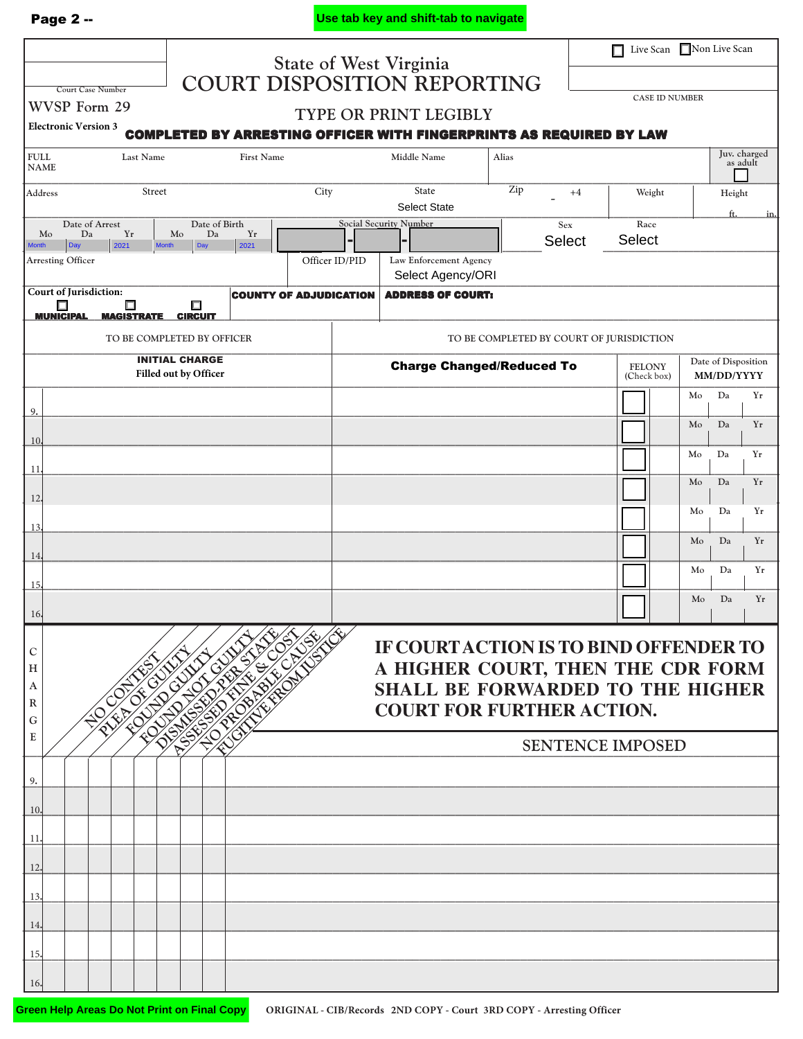Use tab key and shift-tab to navigate

☐ Live Scan ☐ Non Live Scan

Court Case Number

CASE ID NUMBER

# State of West Virginia
# COURT DISPOSITION REPORTING

WVSP Form 29

Electronic Version 3

TYPE OR PRINT LEGIBLY

**COMPLETED BY ARRESTING OFFICER WITH FINGERPRINTS AS REQUIRED BY LAW**

| FULL NAME | Last Name | First Name | Middle Name | Alias | Juv. charged as adult ☐ |
|---|---|---|---|---|---|
| | | | | | |

| Address | Street | City | State | Zip | +4 | Weight | Height |
|---|---|---|---|---|---|---|---|
| | | | Select State | | - | | ft. in. |

| Date of Arrest (Mo Da Yr) | Date of Birth (Mo Da Yr) | Social Security Number | Sex | Race |
|---|---|---|---|---|
| Month Day 2021 | Month Day 2021 | - - | Select | Select |

| Arresting Officer | Officer ID/PID | Law Enforcement Agency |
|---|---|---|
| | | Select Agency/ORI |

| Court of Jurisdiction: ☐ MUNICIPAL ☐ MAGISTRATE ☐ CIRCUIT | COUNTY OF ADJUDICATION | ADDRESS OF COURT: |
|---|---|---|
| | | |

| TO BE COMPLETED BY OFFICER | TO BE COMPLETED BY COURT OF JURISDICTION | | |
|---|---|---|---|
| **INITIAL CHARGE** Filled out by Officer | **Charge Changed/Reduced To** | FELONY (Check box) | Date of Disposition MM/DD/YYYY |
| 9. | | ☐ | Mo Da Yr |
| 10. | | ☐ | Mo Da Yr |
| 11. | | ☐ | Mo Da Yr |
| 12. | | ☐ | Mo Da Yr |
| 13. | | ☐ | Mo Da Yr |
| 14. | | ☐ | Mo Da Yr |
| 15. | | ☐ | Mo Da Yr |
| 16. | | ☐ | Mo Da Yr |

**IF COURT ACTION IS TO BIND OFFENDER TO A HIGHER COURT, THEN THE CDR FORM SHALL BE FORWARDED TO THE HIGHER COURT FOR FURTHER ACTION.**

| CHARGE | NO CONTEST | PLEA OF GUILTY | FOUND GUILTY | FOUND NOT GUILTY | DISMISSED-PER STATE | ASSESSED FINE & COST | NO PROBABLE CAUSE | FUGITIVE FROM JUSTICE | SENTENCE IMPOSED |
|---|---|---|---|---|---|---|---|---|---|
| 9. | | | | | | | | | |
| 10. | | | | | | | | | |
| 11. | | | | | | | | | |
| 12. | | | | | | | | | |
| 13. | | | | | | | | | |
| 14. | | | | | | | | | |
| 15. | | | | | | | | | |
| 16. | | | | | | | | | |

Green Help Areas Do Not Print on Final Copy

ORIGINAL - CIB/Records 2ND COPY - Court 3RD COPY - Arresting Officer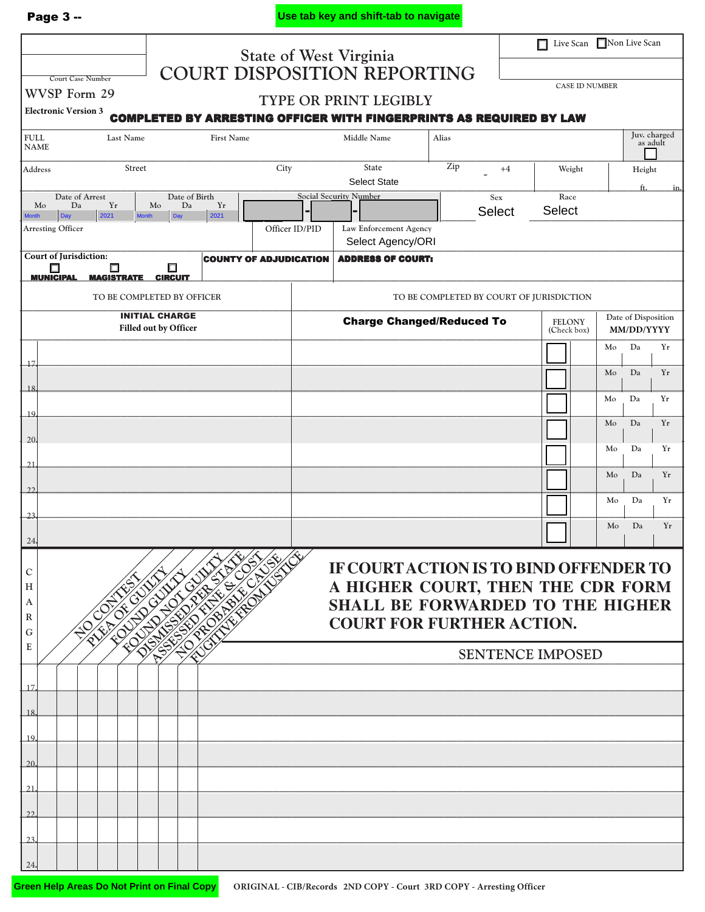**Page 3 --**

Use tab key and shift-tab to navigate

# State of West Virginia COURT DISPOSITION REPORTING

Court Case Number

WVSP Form 29

**Electronic Version 3**

TYPE OR PRINT LEGIBLY

**COMPLETED BY ARRESTING OFFICER WITH FINGERPRINTS AS REQUIRED BY LAW**

☐ Live Scan ☐ Non Live Scan

CASE ID NUMBER

| FULL NAME | Last Name | First Name | Middle Name | Alias | Juv. charged as adult ☐ |
|---|---|---|---|---|---|

| Address | Street | City | State: Select State | Zip - +4 | Weight | Height ft. in. |
|---|---|---|---|---|---|---|

| Date of Arrest Mo Da Yr | Date of Birth Mo Da Yr | Social Security Number | Sex | Race |
|---|---|---|---|---|
| Month Day 2021 | Month Day 2021 | - - | Select | Select |

| Arresting Officer | Officer ID/PID | Law Enforcement Agency |
|---|---|---|
| | | Select Agency/ORI |

**Court of Jurisdiction:** ☐ **MUNICIPAL** ☐ **MAGISTRATE** ☐ **CIRCUIT**

**COUNTY OF ADJUDICATION**

**ADDRESS OF COURT:**

| TO BE COMPLETED BY OFFICER | TO BE COMPLETED BY COURT OF JURISDICTION | | |
|---|---|---|---|
| **INITIAL CHARGE** Filled out by Officer | **Charge Changed/Reduced To** | FELONY (Check box) | Date of Disposition **MM/DD/YYYY** |
| 17. | | ☐ | Mo Da Yr |
| 18. | | ☐ | Mo Da Yr |
| 19. | | ☐ | Mo Da Yr |
| 20. | | ☐ | Mo Da Yr |
| 21. | | ☐ | Mo Da Yr |
| 22. | | ☐ | Mo Da Yr |
| 23. | | ☐ | Mo Da Yr |
| 24. | | ☐ | Mo Da Yr |

**IF COURT ACTION IS TO BIND OFFENDER TO A HIGHER COURT, THEN THE CDR FORM SHALL BE FORWARDED TO THE HIGHER COURT FOR FURTHER ACTION.**

| CHARGE | NO CONTEST | PLEA OF GUILTY | FOUND GUILTY | FOUND NOT GUILTY | DISMISSED-PER STATE | ASSESSED FINE & COST | NO PROBABLE CAUSE | FUGITIVE FROM JUSTICE | SENTENCE IMPOSED |
|---|---|---|---|---|---|---|---|---|---|
| 17. | | | | | | | | | |
| 18. | | | | | | | | | |
| 19. | | | | | | | | | |
| 20. | | | | | | | | | |
| 21. | | | | | | | | | |
| 22. | | | | | | | | | |
| 23. | | | | | | | | | |
| 24. | | | | | | | | | |

Green Help Areas Do Not Print on Final Copy

ORIGINAL - CIB/Records 2ND COPY - Court 3RD COPY - Arresting Officer